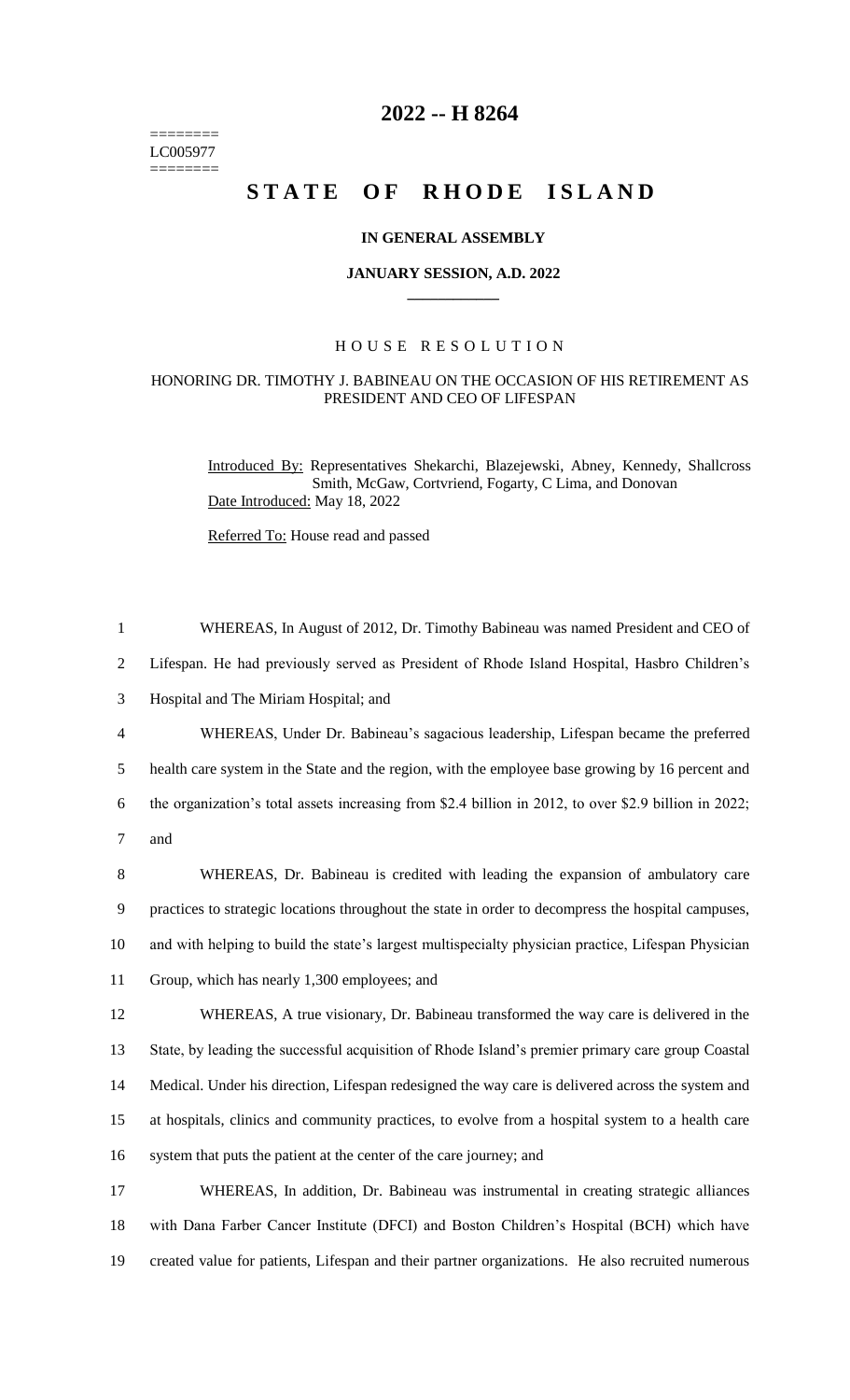========
LC005977
========

# 2022 -- H 8264

# STATE OF RHODE ISLAND

**IN GENERAL ASSEMBLY**

**JANUARY SESSION, A.D. 2022**

HOUSE RESOLUTION

HONORING DR. TIMOTHY J. BABINEAU ON THE OCCASION OF HIS RETIREMENT AS PRESIDENT AND CEO OF LIFESPAN

Introduced By: Representatives Shekarchi, Blazejewski, Abney, Kennedy, Shallcross Smith, McGaw, Cortvriend, Fogarty, C Lima, and Donovan
Date Introduced: May 18, 2022

Referred To: House read and passed

1 WHEREAS, In August of 2012, Dr. Timothy Babineau was named President and CEO of
2 Lifespan. He had previously served as President of Rhode Island Hospital, Hasbro Children's
3 Hospital and The Miriam Hospital; and
4 WHEREAS, Under Dr. Babineau's sagacious leadership, Lifespan became the preferred
5 health care system in the State and the region, with the employee base growing by 16 percent and
6 the organization's total assets increasing from $2.4 billion in 2012, to over $2.9 billion in 2022;
7 and
8 WHEREAS, Dr. Babineau is credited with leading the expansion of ambulatory care
9 practices to strategic locations throughout the state in order to decompress the hospital campuses,
10 and with helping to build the state's largest multispecialty physician practice, Lifespan Physician
11 Group, which has nearly 1,300 employees; and
12 WHEREAS, A true visionary, Dr. Babineau transformed the way care is delivered in the
13 State, by leading the successful acquisition of Rhode Island's premier primary care group Coastal
14 Medical. Under his direction, Lifespan redesigned the way care is delivered across the system and
15 at hospitals, clinics and community practices, to evolve from a hospital system to a health care
16 system that puts the patient at the center of the care journey; and
17 WHEREAS, In addition, Dr. Babineau was instrumental in creating strategic alliances
18 with Dana Farber Cancer Institute (DFCI) and Boston Children's Hospital (BCH) which have
19 created value for patients, Lifespan and their partner organizations. He also recruited numerous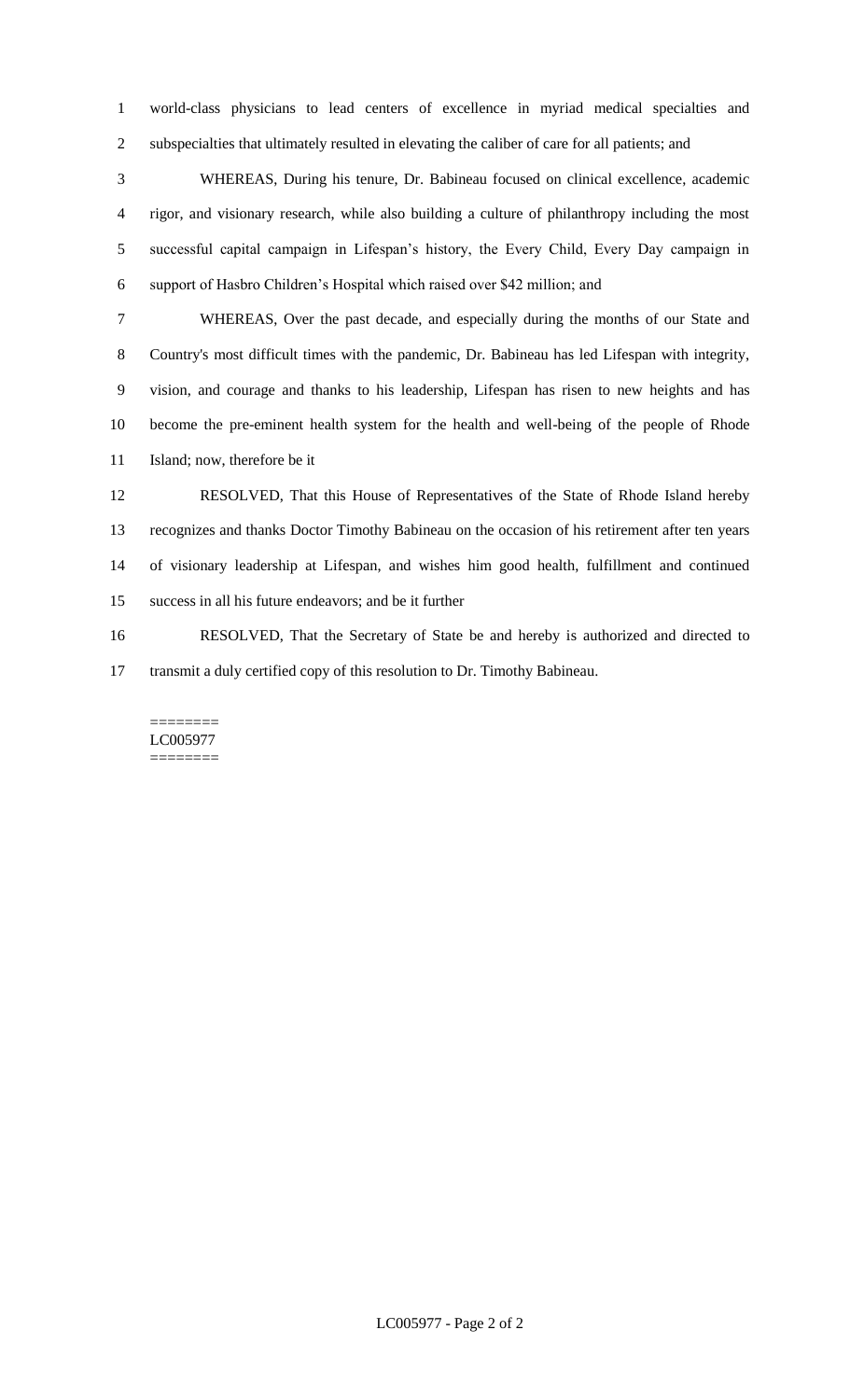world-class physicians to lead centers of excellence in myriad medical specialties and subspecialties that ultimately resulted in elevating the caliber of care for all patients; and

WHEREAS, During his tenure, Dr. Babineau focused on clinical excellence, academic rigor, and visionary research, while also building a culture of philanthropy including the most successful capital campaign in Lifespan's history, the Every Child, Every Day campaign in support of Hasbro Children's Hospital which raised over $42 million; and

WHEREAS, Over the past decade, and especially during the months of our State and Country's most difficult times with the pandemic, Dr. Babineau has led Lifespan with integrity, vision, and courage and thanks to his leadership, Lifespan has risen to new heights and has become the pre-eminent health system for the health and well-being of the people of Rhode Island; now, therefore be it

RESOLVED, That this House of Representatives of the State of Rhode Island hereby recognizes and thanks Doctor Timothy Babineau on the occasion of his retirement after ten years of visionary leadership at Lifespan, and wishes him good health, fulfillment and continued success in all his future endeavors; and be it further

RESOLVED, That the Secretary of State be and hereby is authorized and directed to transmit a duly certified copy of this resolution to Dr. Timothy Babineau.

========
LC005977
========